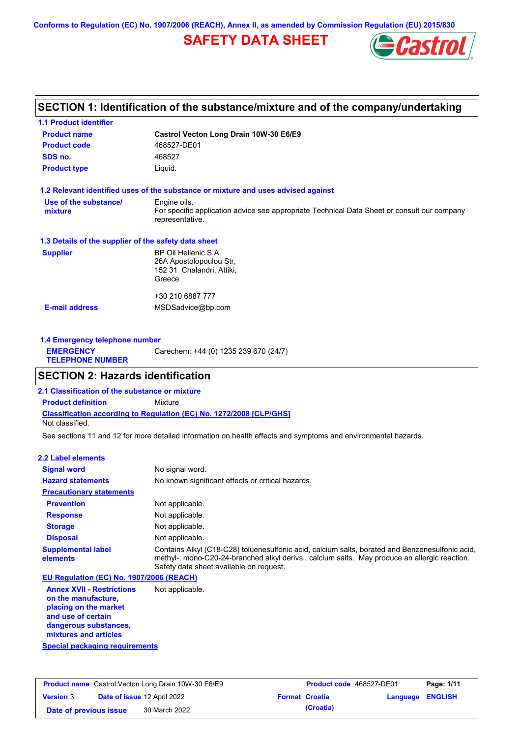Conforms to Regulation (EC) No. 1907/2006 (REACH), Annex II, as amended by Commission Regulation (EU) 2015/830

# SAFETY DATA SHEET

## SECTION 1: Identification of the substance/mixture and of the company/undertaking

### 1.1 Product identifier

| | |
|---|---|
| **Product name** | **Castrol Vecton Long Drain 10W-30 E6/E9** |
| **Product code** | 468527-DE01 |
| **SDS no.** | 468527 |
| **Product type** | Liquid. |

### 1.2 Relevant identified uses of the substance or mixture and uses advised against

| | |
|---|---|
| **Use of the substance/ mixture** | Engine oils. For specific application advice see appropriate Technical Data Sheet or consult our company representative. |

### 1.3 Details of the supplier of the safety data sheet

| | |
|---|---|
| **Supplier** | BP Oil Hellenic S.A.<br>26A Apostolopoulou Str,<br>152 31 Chalandri, Attiki,<br>Greece<br><br>+30 210 6887 777 |
| **E-mail address** | MSDSadvice@bp.com |

### 1.4 Emergency telephone number

| | |
|---|---|
| **EMERGENCY TELEPHONE NUMBER** | Carechem: +44 (0) 1235 239 670 (24/7) |

## SECTION 2: Hazards identification

### 2.1 Classification of the substance or mixture

**Product definition** Mixture

**Classification according to Regulation (EC) No. 1272/2008 [CLP/GHS]**

Not classified.

See sections 11 and 12 for more detailed information on health effects and symptoms and environmental hazards.

### 2.2 Label elements

| | |
|---|---|
| **Signal word** | No signal word. |
| **Hazard statements** | No known significant effects or critical hazards. |

**Precautionary statements**

| | |
|---|---|
| **Prevention** | Not applicable. |
| **Response** | Not applicable. |
| **Storage** | Not applicable. |
| **Disposal** | Not applicable. |
| **Supplemental label elements** | Contains Alkyl (C18-C28) toluenesulfonic acid, calcium salts, borated and Benzenesulfonic acid, methyl-, mono-C20-24-branched alkyl derivs., calcium salts. May produce an allergic reaction. Safety data sheet available on request. |

**EU Regulation (EC) No. 1907/2006 (REACH)**

| | |
|---|---|
| **Annex XVII - Restrictions on the manufacture, placing on the market and use of certain dangerous substances, mixtures and articles** | Not applicable. |

**Special packaging requirements**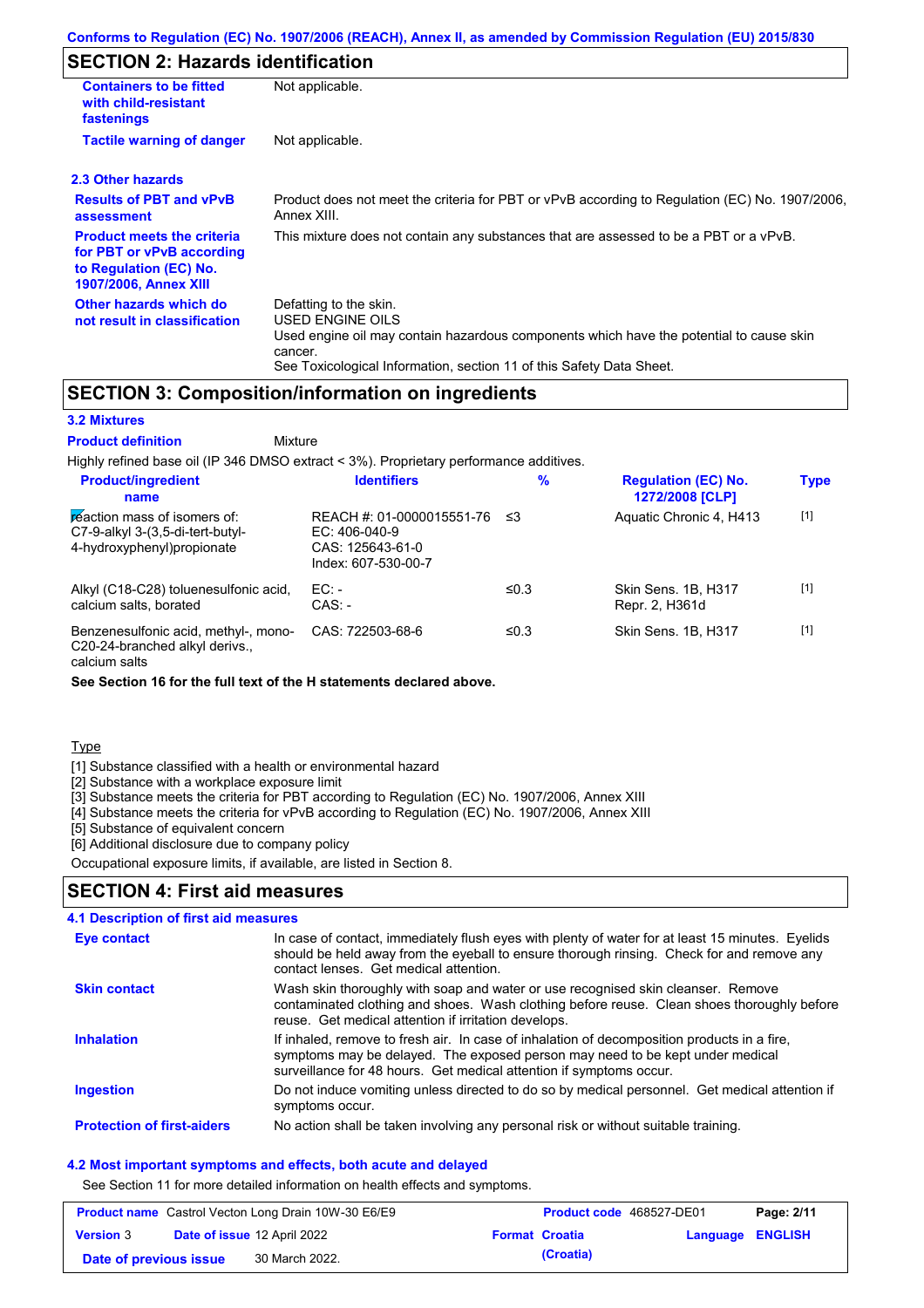## SECTION 2: Hazards identification

| | |
|---|---|
| **Containers to be fitted with child-resistant fastenings** | Not applicable. |
| **Tactile warning of danger** | Not applicable. |

### 2.3 Other hazards

| | |
|---|---|
| **Results of PBT and vPvB assessment** | Product does not meet the criteria for PBT or vPvB according to Regulation (EC) No. 1907/2006, Annex XIII. |
| **Product meets the criteria for PBT or vPvB according to Regulation (EC) No. 1907/2006, Annex XIII** | This mixture does not contain any substances that are assessed to be a PBT or a vPvB. |
| **Other hazards which do not result in classification** | Defatting to the skin.<br>USED ENGINE OILS<br>Used engine oil may contain hazardous components which have the potential to cause skin cancer.<br>See Toxicological Information, section 11 of this Safety Data Sheet. |

## SECTION 3: Composition/information on ingredients

### 3.2 Mixtures

**Product definition** Mixture

Highly refined base oil (IP 346 DMSO extract < 3%). Proprietary performance additives.

| Product/ingredient name | Identifiers | % | Regulation (EC) No. 1272/2008 [CLP] | Type |
|---|---|---|---|---|
| reaction mass of isomers of: C7-9-alkyl 3-(3,5-di-tert-butyl-4-hydroxyphenyl)propionate | REACH #: 01-0000015551-76<br>EC: 406-040-9<br>CAS: 125643-61-0<br>Index: 607-530-00-7 | ≤3 | Aquatic Chronic 4, H413 | [1] |
| Alkyl (C18-C28) toluenesulfonic acid, calcium salts, borated | EC: -<br>CAS: - | ≤0.3 | Skin Sens. 1B, H317<br>Repr. 2, H361d | [1] |
| Benzenesulfonic acid, methyl-, mono-C20-24-branched alkyl derivs., calcium salts | CAS: 722503-68-6 | ≤0.3 | Skin Sens. 1B, H317 | [1] |

**See Section 16 for the full text of the H statements declared above.**

Type

[1] Substance classified with a health or environmental hazard
[2] Substance with a workplace exposure limit
[3] Substance meets the criteria for PBT according to Regulation (EC) No. 1907/2006, Annex XIII
[4] Substance meets the criteria for vPvB according to Regulation (EC) No. 1907/2006, Annex XIII
[5] Substance of equivalent concern
[6] Additional disclosure due to company policy

Occupational exposure limits, if available, are listed in Section 8.

## SECTION 4: First aid measures

### 4.1 Description of first aid measures

| | |
|---|---|
| **Eye contact** | In case of contact, immediately flush eyes with plenty of water for at least 15 minutes. Eyelids should be held away from the eyeball to ensure thorough rinsing. Check for and remove any contact lenses. Get medical attention. |
| **Skin contact** | Wash skin thoroughly with soap and water or use recognised skin cleanser. Remove contaminated clothing and shoes. Wash clothing before reuse. Clean shoes thoroughly before reuse. Get medical attention if irritation develops. |
| **Inhalation** | If inhaled, remove to fresh air. In case of inhalation of decomposition products in a fire, symptoms may be delayed. The exposed person may need to be kept under medical surveillance for 48 hours. Get medical attention if symptoms occur. |
| **Ingestion** | Do not induce vomiting unless directed to do so by medical personnel. Get medical attention if symptoms occur. |
| **Protection of first-aiders** | No action shall be taken involving any personal risk or without suitable training. |

### 4.2 Most important symptoms and effects, both acute and delayed

See Section 11 for more detailed information on health effects and symptoms.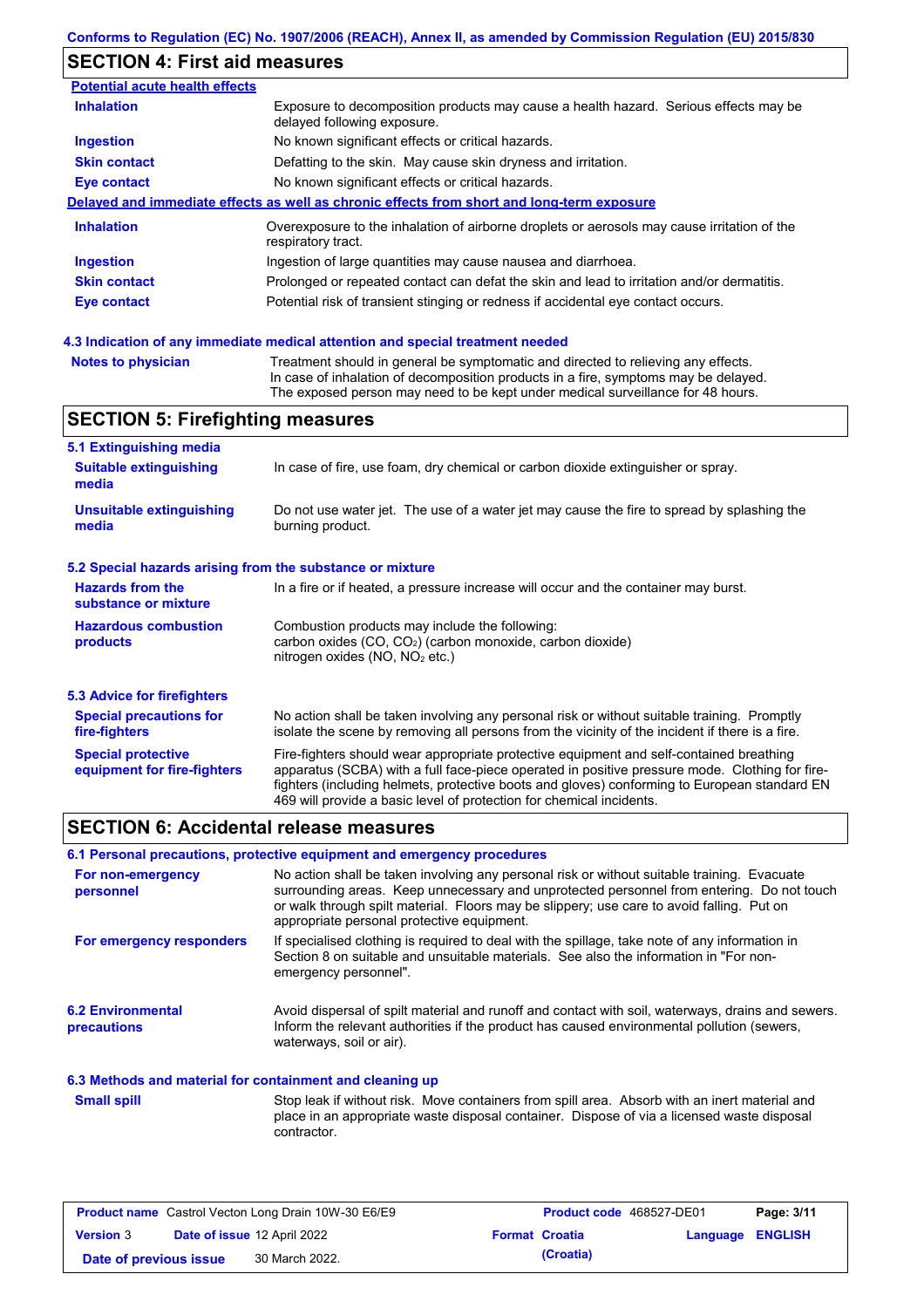## SECTION 4: First aid measures

**Potential acute health effects**

| | |
|---|---|
| **Inhalation** | Exposure to decomposition products may cause a health hazard. Serious effects may be delayed following exposure. |
| **Ingestion** | No known significant effects or critical hazards. |
| **Skin contact** | Defatting to the skin. May cause skin dryness and irritation. |
| **Eye contact** | No known significant effects or critical hazards. |

**Delayed and immediate effects as well as chronic effects from short and long-term exposure**

| | |
|---|---|
| **Inhalation** | Overexposure to the inhalation of airborne droplets or aerosols may cause irritation of the respiratory tract. |
| **Ingestion** | Ingestion of large quantities may cause nausea and diarrhoea. |
| **Skin contact** | Prolonged or repeated contact can defat the skin and lead to irritation and/or dermatitis. |
| **Eye contact** | Potential risk of transient stinging or redness if accidental eye contact occurs. |

### 4.3 Indication of any immediate medical attention and special treatment needed

| | |
|---|---|
| **Notes to physician** | Treatment should in general be symptomatic and directed to relieving any effects. In case of inhalation of decomposition products in a fire, symptoms may be delayed. The exposed person may need to be kept under medical surveillance for 48 hours. |

## SECTION 5: Firefighting measures

### 5.1 Extinguishing media

| | |
|---|---|
| **Suitable extinguishing media** | In case of fire, use foam, dry chemical or carbon dioxide extinguisher or spray. |
| **Unsuitable extinguishing media** | Do not use water jet. The use of a water jet may cause the fire to spread by splashing the burning product. |

### 5.2 Special hazards arising from the substance or mixture

| | |
|---|---|
| **Hazards from the substance or mixture** | In a fire or if heated, a pressure increase will occur and the container may burst. |
| **Hazardous combustion products** | Combustion products may include the following: carbon oxides ($CO$, $CO_2$) (carbon monoxide, carbon dioxide) nitrogen oxides ($NO$, $NO_2$ etc.) |

### 5.3 Advice for firefighters

| | |
|---|---|
| **Special precautions for fire-fighters** | No action shall be taken involving any personal risk or without suitable training. Promptly isolate the scene by removing all persons from the vicinity of the incident if there is a fire. |
| **Special protective equipment for fire-fighters** | Fire-fighters should wear appropriate protective equipment and self-contained breathing apparatus (SCBA) with a full face-piece operated in positive pressure mode. Clothing for fire-fighters (including helmets, protective boots and gloves) conforming to European standard EN 469 will provide a basic level of protection for chemical incidents. |

## SECTION 6: Accidental release measures

### 6.1 Personal precautions, protective equipment and emergency procedures

| | |
|---|---|
| **For non-emergency personnel** | No action shall be taken involving any personal risk or without suitable training. Evacuate surrounding areas. Keep unnecessary and unprotected personnel from entering. Do not touch or walk through spilt material. Floors may be slippery; use care to avoid falling. Put on appropriate personal protective equipment. |
| **For emergency responders** | If specialised clothing is required to deal with the spillage, take note of any information in Section 8 on suitable and unsuitable materials. See also the information in "For non-emergency personnel". |

| | |
|---|---|
| **6.2 Environmental precautions** | Avoid dispersal of spilt material and runoff and contact with soil, waterways, drains and sewers. Inform the relevant authorities if the product has caused environmental pollution (sewers, waterways, soil or air). |

### 6.3 Methods and material for containment and cleaning up

| | |
|---|---|
| **Small spill** | Stop leak if without risk. Move containers from spill area. Absorb with an inert material and place in an appropriate waste disposal container. Dispose of via a licensed waste disposal contractor. |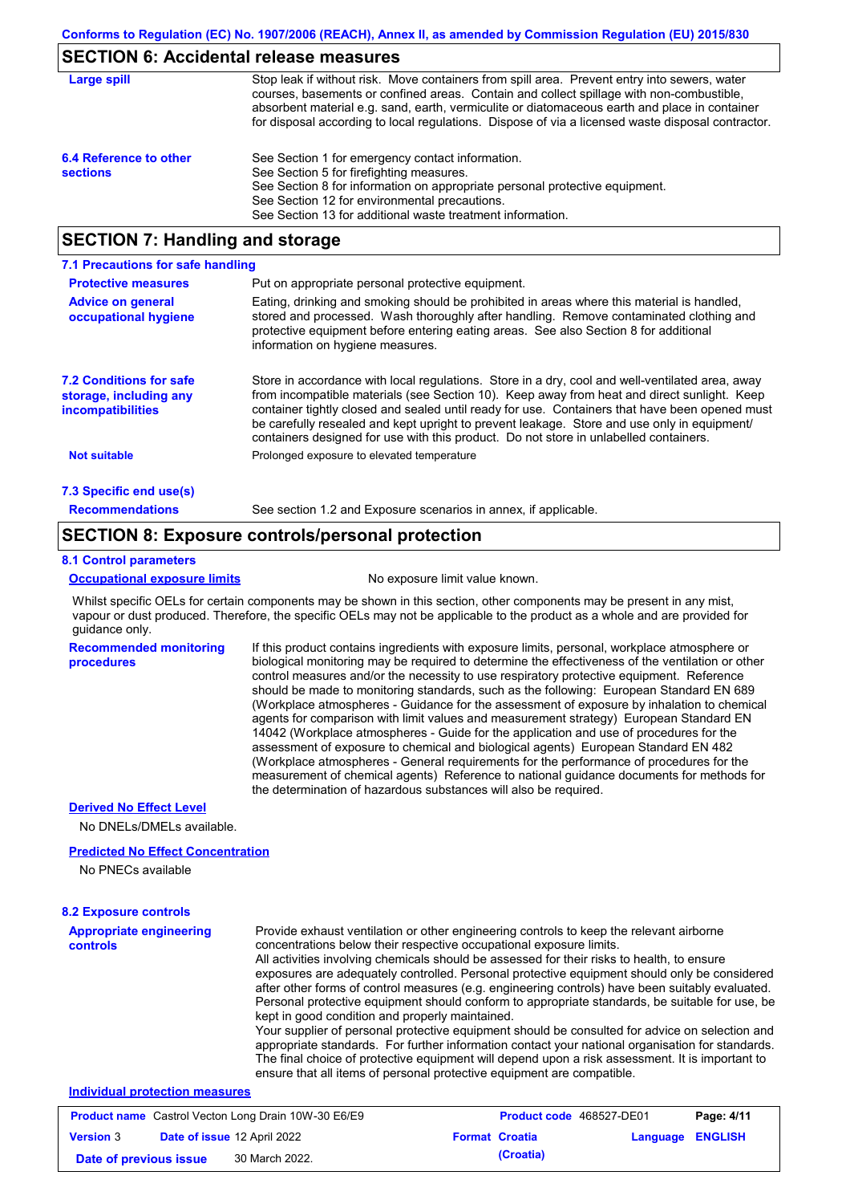## SECTION 6: Accidental release measures

**Large spill**

Stop leak if without risk. Move containers from spill area. Prevent entry into sewers, water courses, basements or confined areas. Contain and collect spillage with non-combustible, absorbent material e.g. sand, earth, vermiculite or diatomaceous earth and place in container for disposal according to local regulations. Dispose of via a licensed waste disposal contractor.

**6.4 Reference to other sections**

See Section 1 for emergency contact information.
See Section 5 for firefighting measures.
See Section 8 for information on appropriate personal protective equipment.
See Section 12 for environmental precautions.
See Section 13 for additional waste treatment information.

## SECTION 7: Handling and storage

### 7.1 Precautions for safe handling

**Protective measures**

Put on appropriate personal protective equipment.

**Advice on general occupational hygiene**

Eating, drinking and smoking should be prohibited in areas where this material is handled, stored and processed. Wash thoroughly after handling. Remove contaminated clothing and protective equipment before entering eating areas. See also Section 8 for additional information on hygiene measures.

**7.2 Conditions for safe storage, including any incompatibilities**

Store in accordance with local regulations. Store in a dry, cool and well-ventilated area, away from incompatible materials (see Section 10). Keep away from heat and direct sunlight. Keep container tightly closed and sealed until ready for use. Containers that have been opened must be carefully resealed and kept upright to prevent leakage. Store and use only in equipment/ containers designed for use with this product. Do not store in unlabelled containers.

**Not suitable**

Prolonged exposure to elevated temperature

### 7.3 Specific end use(s)

**Recommendations**

See section 1.2 and Exposure scenarios in annex, if applicable.

## SECTION 8: Exposure controls/personal protection

### 8.1 Control parameters

**Occupational exposure limits**

No exposure limit value known.

Whilst specific OELs for certain components may be shown in this section, other components may be present in any mist, vapour or dust produced. Therefore, the specific OELs may not be applicable to the product as a whole and are provided for guidance only.

**Recommended monitoring procedures**

If this product contains ingredients with exposure limits, personal, workplace atmosphere or biological monitoring may be required to determine the effectiveness of the ventilation or other control measures and/or the necessity to use respiratory protective equipment. Reference should be made to monitoring standards, such as the following: European Standard EN 689 (Workplace atmospheres - Guidance for the assessment of exposure by inhalation to chemical agents for comparison with limit values and measurement strategy) European Standard EN 14042 (Workplace atmospheres - Guide for the application and use of procedures for the assessment of exposure to chemical and biological agents) European Standard EN 482 (Workplace atmospheres - General requirements for the performance of procedures for the measurement of chemical agents) Reference to national guidance documents for methods for the determination of hazardous substances will also be required.

**Derived No Effect Level**

No DNELs/DMELs available.

**Predicted No Effect Concentration**

No PNECs available

### 8.2 Exposure controls

**Appropriate engineering controls**

Provide exhaust ventilation or other engineering controls to keep the relevant airborne concentrations below their respective occupational exposure limits.
All activities involving chemicals should be assessed for their risks to health, to ensure exposures are adequately controlled. Personal protective equipment should only be considered after other forms of control measures (e.g. engineering controls) have been suitably evaluated. Personal protective equipment should conform to appropriate standards, be suitable for use, be kept in good condition and properly maintained.
Your supplier of personal protective equipment should be consulted for advice on selection and appropriate standards. For further information contact your national organisation for standards. The final choice of protective equipment will depend upon a risk assessment. It is important to ensure that all items of personal protective equipment are compatible.

**Individual protection measures**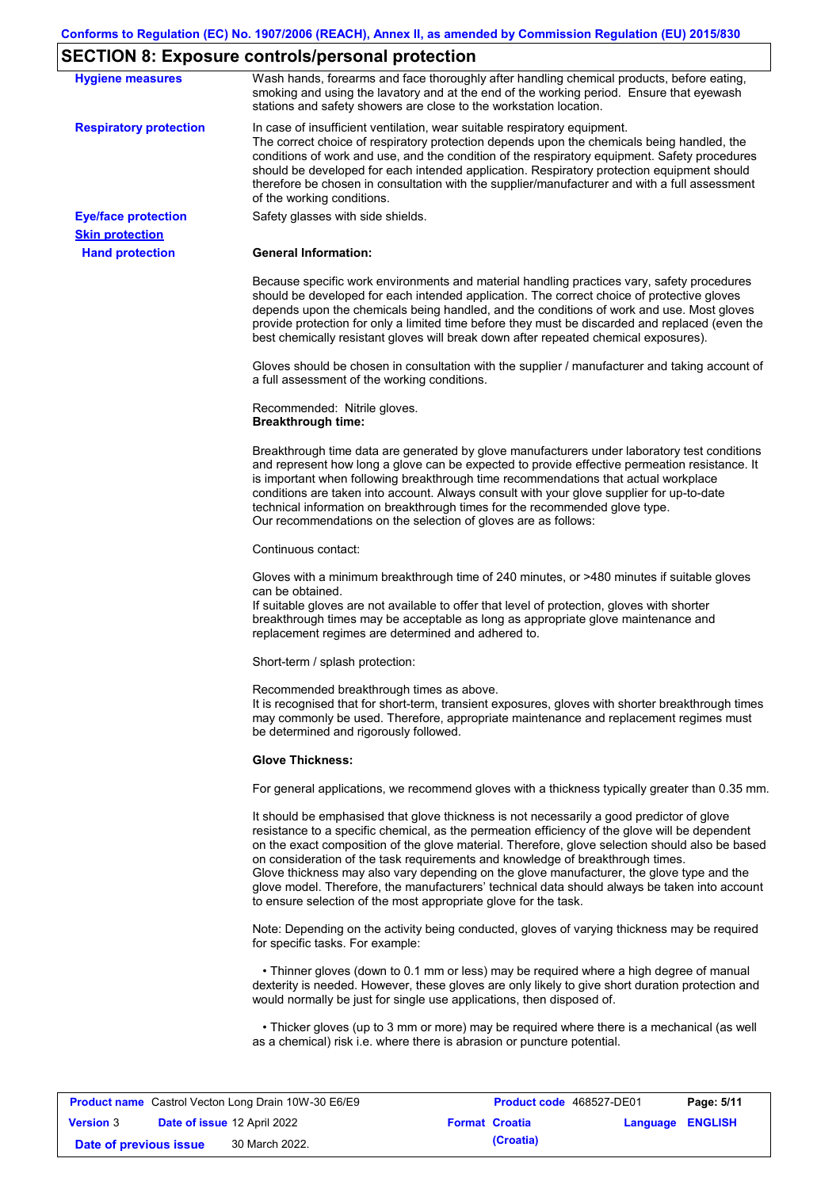## SECTION 8: Exposure controls/personal protection

**Hygiene measures**

Wash hands, forearms and face thoroughly after handling chemical products, before eating, smoking and using the lavatory and at the end of the working period. Ensure that eyewash stations and safety showers are close to the workstation location.

**Respiratory protection**

In case of insufficient ventilation, wear suitable respiratory equipment.
The correct choice of respiratory protection depends upon the chemicals being handled, the conditions of work and use, and the condition of the respiratory equipment. Safety procedures should be developed for each intended application. Respiratory protection equipment should therefore be chosen in consultation with the supplier/manufacturer and with a full assessment of the working conditions.

**Eye/face protection**

Safety glasses with side shields.

**Skin protection**

**Hand protection**

**General Information:**

Because specific work environments and material handling practices vary, safety procedures should be developed for each intended application. The correct choice of protective gloves depends upon the chemicals being handled, and the conditions of work and use. Most gloves provide protection for only a limited time before they must be discarded and replaced (even the best chemically resistant gloves will break down after repeated chemical exposures).

Gloves should be chosen in consultation with the supplier / manufacturer and taking account of a full assessment of the working conditions.

Recommended: Nitrile gloves.
**Breakthrough time:**

Breakthrough time data are generated by glove manufacturers under laboratory test conditions and represent how long a glove can be expected to provide effective permeation resistance. It is important when following breakthrough time recommendations that actual workplace conditions are taken into account. Always consult with your glove supplier for up-to-date technical information on breakthrough times for the recommended glove type.
Our recommendations on the selection of gloves are as follows:

Continuous contact:

Gloves with a minimum breakthrough time of 240 minutes, or >480 minutes if suitable gloves can be obtained.
If suitable gloves are not available to offer that level of protection, gloves with shorter breakthrough times may be acceptable as long as appropriate glove maintenance and replacement regimes are determined and adhered to.

Short-term / splash protection:

Recommended breakthrough times as above.
It is recognised that for short-term, transient exposures, gloves with shorter breakthrough times may commonly be used. Therefore, appropriate maintenance and replacement regimes must be determined and rigorously followed.

**Glove Thickness:**

For general applications, we recommend gloves with a thickness typically greater than 0.35 mm.

It should be emphasised that glove thickness is not necessarily a good predictor of glove resistance to a specific chemical, as the permeation efficiency of the glove will be dependent on the exact composition of the glove material. Therefore, glove selection should also be based on consideration of the task requirements and knowledge of breakthrough times.
Glove thickness may also vary depending on the glove manufacturer, the glove type and the glove model. Therefore, the manufacturers' technical data should always be taken into account to ensure selection of the most appropriate glove for the task.

Note: Depending on the activity being conducted, gloves of varying thickness may be required for specific tasks. For example:

- Thinner gloves (down to 0.1 mm or less) may be required where a high degree of manual dexterity is needed. However, these gloves are only likely to give short duration protection and would normally be just for single use applications, then disposed of.

- Thicker gloves (up to 3 mm or more) may be required where there is a mechanical (as well as a chemical) risk i.e. where there is abrasion or puncture potential.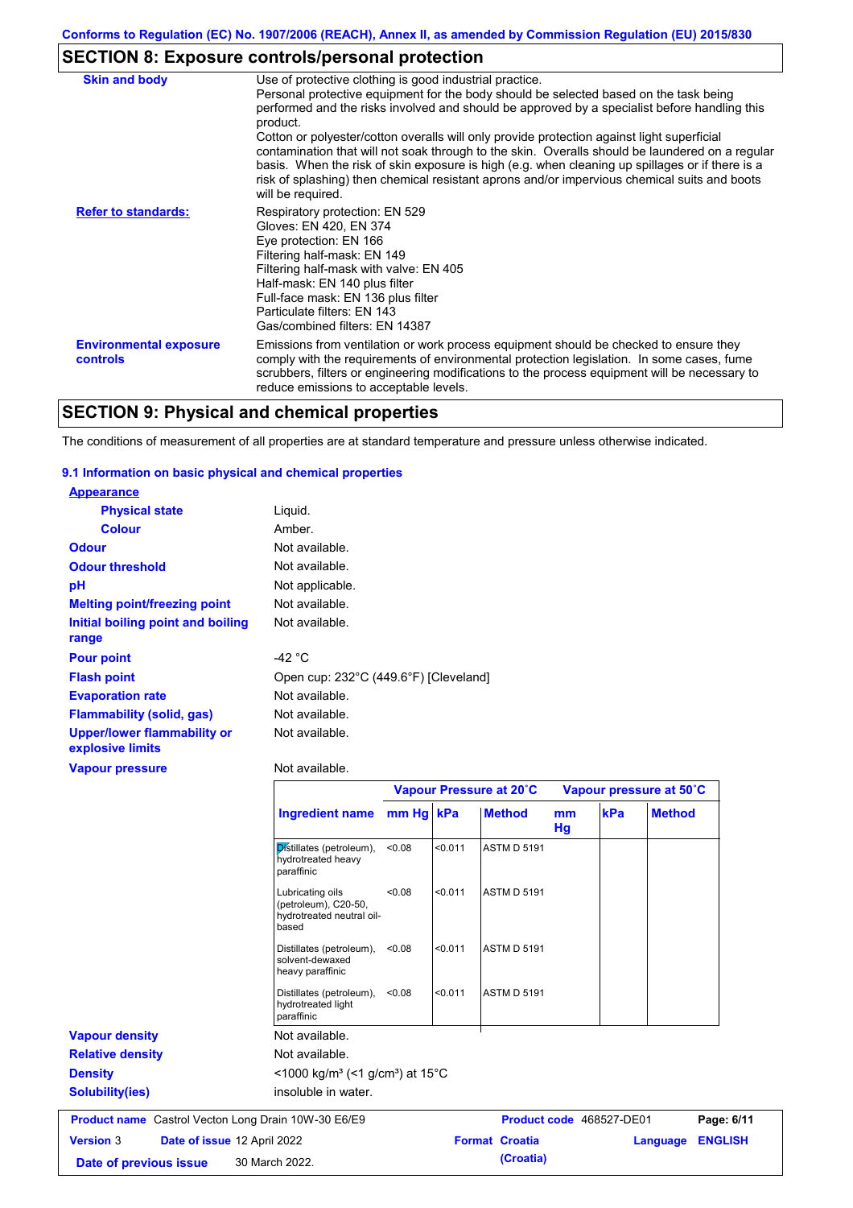## SECTION 8: Exposure controls/personal protection

| | |
|---|---|
| **Skin and body** | Use of protective clothing is good industrial practice. Personal protective equipment for the body should be selected based on the task being performed and the risks involved and should be approved by a specialist before handling this product. Cotton or polyester/cotton overalls will only provide protection against light superficial contamination that will not soak through to the skin. Overalls should be laundered on a regular basis. When the risk of skin exposure is high (e.g. when cleaning up spillages or if there is a risk of splashing) then chemical resistant aprons and/or impervious chemical suits and boots will be required. |
| **Refer to standards:** | Respiratory protection: EN 529<br>Gloves: EN 420, EN 374<br>Eye protection: EN 166<br>Filtering half-mask: EN 149<br>Filtering half-mask with valve: EN 405<br>Half-mask: EN 140 plus filter<br>Full-face mask: EN 136 plus filter<br>Particulate filters: EN 143<br>Gas/combined filters: EN 14387 |
| **Environmental exposure controls** | Emissions from ventilation or work process equipment should be checked to ensure they comply with the requirements of environmental protection legislation. In some cases, fume scrubbers, filters or engineering modifications to the process equipment will be necessary to reduce emissions to acceptable levels. |

## SECTION 9: Physical and chemical properties

The conditions of measurement of all properties are at standard temperature and pressure unless otherwise indicated.

### 9.1 Information on basic physical and chemical properties

**Appearance**

| | |
|---|---|
| **Physical state** | Liquid. |
| **Colour** | Amber. |
| **Odour** | Not available. |
| **Odour threshold** | Not available. |
| **pH** | Not applicable. |
| **Melting point/freezing point** | Not available. |
| **Initial boiling point and boiling range** | Not available. |
| **Pour point** | -42 °C |
| **Flash point** | Open cup: 232°C (449.6°F) [Cleveland] |
| **Evaporation rate** | Not available. |
| **Flammability (solid, gas)** | Not available. |
| **Upper/lower flammability or explosive limits** | Not available. |
| **Vapour pressure** | Not available. |

| | Vapour Pressure at 20˚C | | | Vapour pressure at 50˚C | | |
|---|---|---|---|---|---|---|
| **Ingredient name** | **mm Hg** | **kPa** | **Method** | **mm Hg** | **kPa** | **Method** |
| Distillates (petroleum), hydrotreated heavy paraffinic | <0.08 | <0.011 | ASTM D 5191 | | | |
| Lubricating oils (petroleum), C20-50, hydrotreated neutral oil-based | <0.08 | <0.011 | ASTM D 5191 | | | |
| Distillates (petroleum), solvent-dewaxed heavy paraffinic | <0.08 | <0.011 | ASTM D 5191 | | | |
| Distillates (petroleum), hydrotreated light paraffinic | <0.08 | <0.011 | ASTM D 5191 | | | |

| | |
|---|---|
| **Vapour density** | Not available. |
| **Relative density** | Not available. |
| **Density** | <1000 kg/m³ (<1 g/cm³) at 15°C |
| **Solubility(ies)** | insoluble in water. |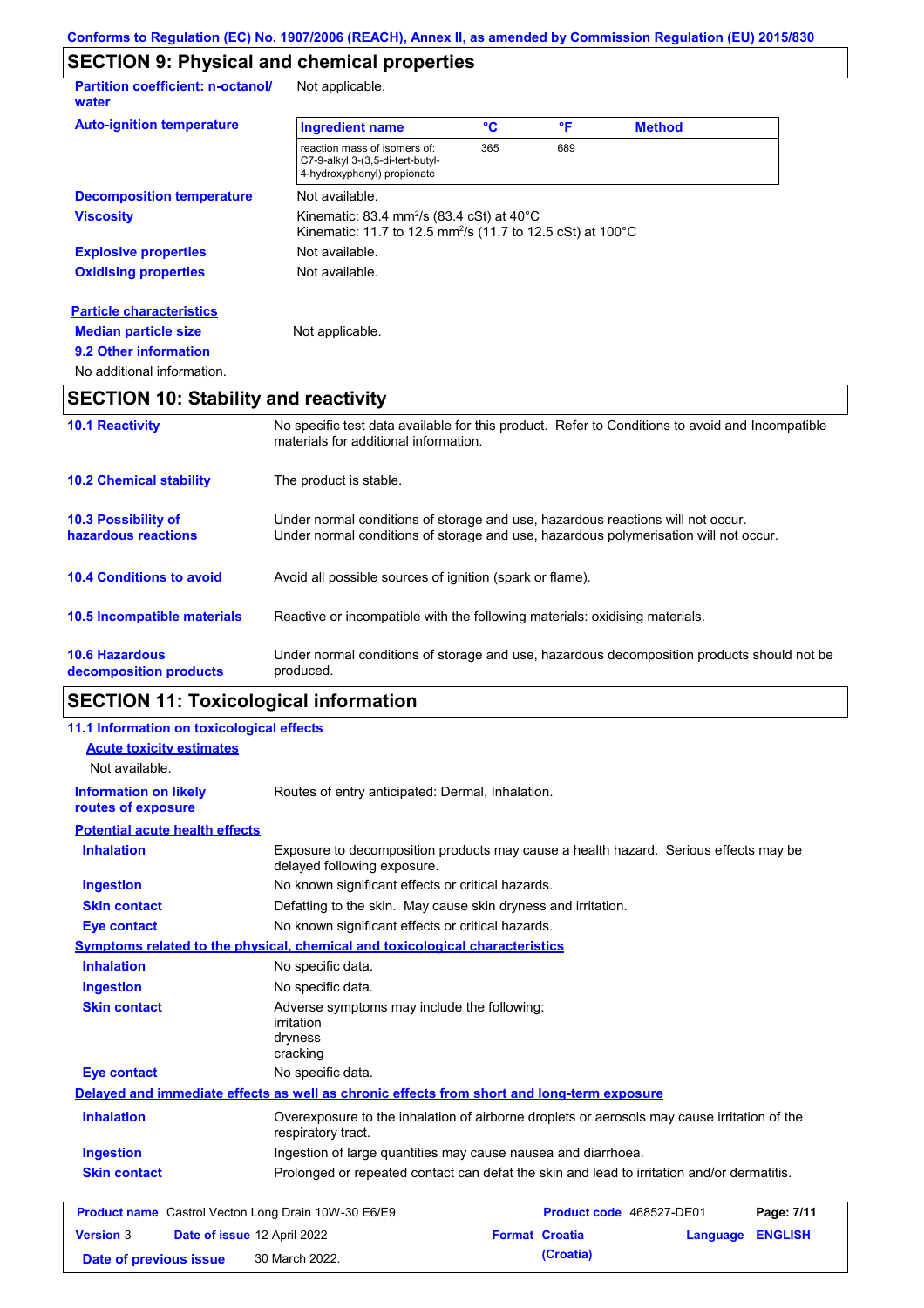## SECTION 9: Physical and chemical properties

**Partition coefficient: n-octanol/water** Not applicable.

**Auto-ignition temperature**

| Ingredient name | °C | °F | Method |
|---|---|---|---|
| reaction mass of isomers of: C7-9-alkyl 3-(3,5-di-tert-butyl-4-hydroxyphenyl) propionate | 365 | 689 | |

**Decomposition temperature** Not available.

**Viscosity** Kinematic: 83.4 $mm^2/s$ (83.4 cSt) at 40°C
Kinematic: 11.7 to 12.5 $mm^2/s$ (11.7 to 12.5 cSt) at 100°C

**Explosive properties** Not available.

**Oxidising properties** Not available.

**Particle characteristics**

**Median particle size** Not applicable.

**9.2 Other information**

No additional information.

## SECTION 10: Stability and reactivity

**10.1 Reactivity** No specific test data available for this product. Refer to Conditions to avoid and Incompatible materials for additional information.

**10.2 Chemical stability** The product is stable.

**10.3 Possibility of hazardous reactions** Under normal conditions of storage and use, hazardous reactions will not occur.
Under normal conditions of storage and use, hazardous polymerisation will not occur.

**10.4 Conditions to avoid** Avoid all possible sources of ignition (spark or flame).

**10.5 Incompatible materials** Reactive or incompatible with the following materials: oxidising materials.

**10.6 Hazardous decomposition products** Under normal conditions of storage and use, hazardous decomposition products should not be produced.

## SECTION 11: Toxicological information

**11.1 Information on toxicological effects**

**Acute toxicity estimates**

Not available.

**Information on likely routes of exposure** Routes of entry anticipated: Dermal, Inhalation.

**Potential acute health effects**

**Inhalation** Exposure to decomposition products may cause a health hazard. Serious effects may be delayed following exposure.

**Ingestion** No known significant effects or critical hazards.

**Skin contact** Defatting to the skin. May cause skin dryness and irritation.

**Eye contact** No known significant effects or critical hazards.

**Symptoms related to the physical, chemical and toxicological characteristics**

**Inhalation** No specific data.

**Ingestion** No specific data.

**Skin contact** Adverse symptoms may include the following:
irritation
dryness
cracking

**Eye contact** No specific data.

**Delayed and immediate effects as well as chronic effects from short and long-term exposure**

**Inhalation** Overexposure to the inhalation of airborne droplets or aerosols may cause irritation of the respiratory tract.

**Ingestion** Ingestion of large quantities may cause nausea and diarrhoea.

**Skin contact** Prolonged or repeated contact can defat the skin and lead to irritation and/or dermatitis.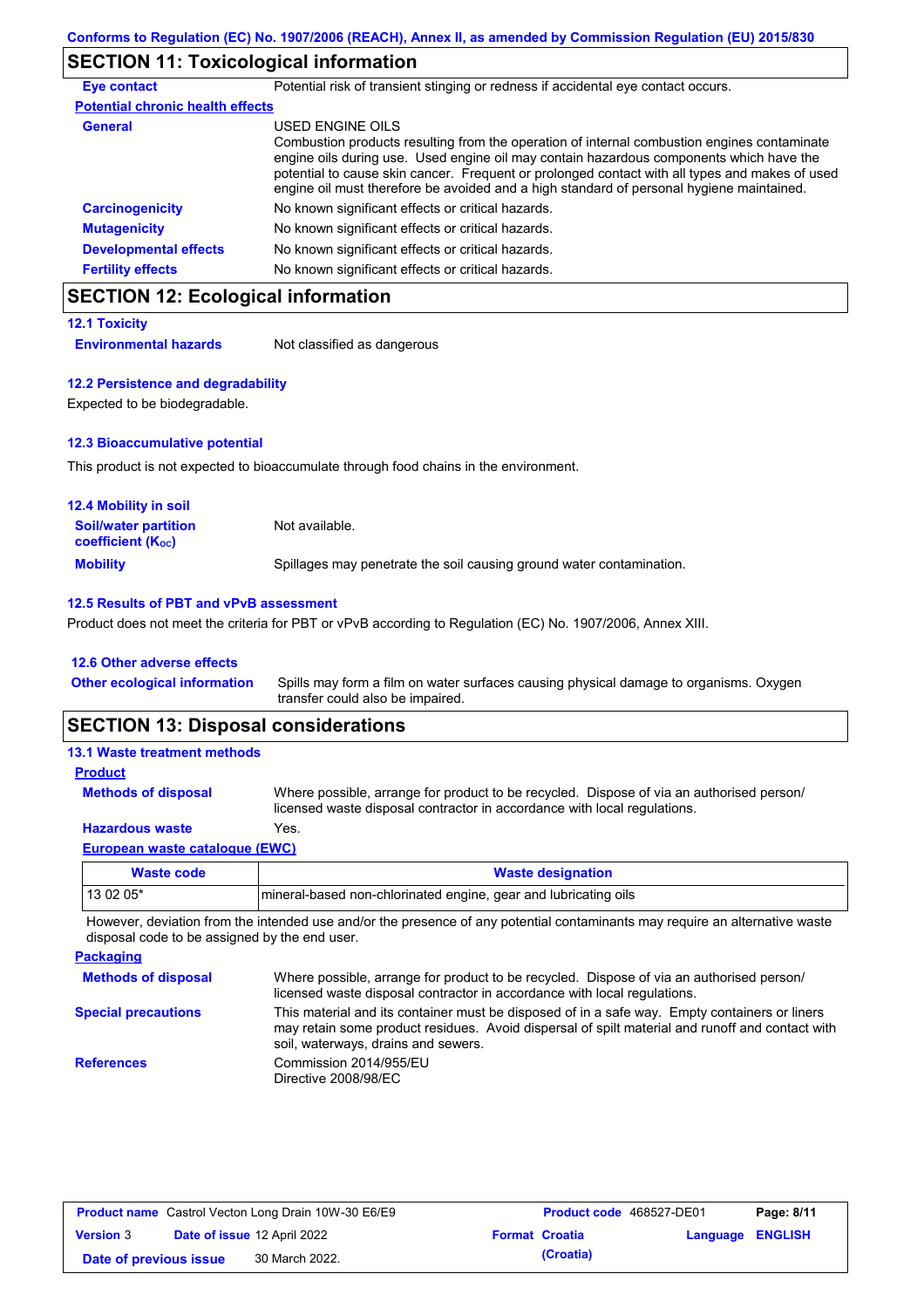## SECTION 11: Toxicological information

**Eye contact** Potential risk of transient stinging or redness if accidental eye contact occurs.

**Potential chronic health effects**

**General** USED ENGINE OILS
Combustion products resulting from the operation of internal combustion engines contaminate engine oils during use. Used engine oil may contain hazardous components which have the potential to cause skin cancer. Frequent or prolonged contact with all types and makes of used engine oil must therefore be avoided and a high standard of personal hygiene maintained.

**Carcinogenicity** No known significant effects or critical hazards.

**Mutagenicity** No known significant effects or critical hazards.

**Developmental effects** No known significant effects or critical hazards.

**Fertility effects** No known significant effects or critical hazards.

## SECTION 12: Ecological information

### 12.1 Toxicity

**Environmental hazards** Not classified as dangerous

### 12.2 Persistence and degradability

Expected to be biodegradable.

### 12.3 Bioaccumulative potential

This product is not expected to bioaccumulate through food chains in the environment.

### 12.4 Mobility in soil

**Soil/water partition coefficient ($K_{OC}$)** Not available.

**Mobility** Spillages may penetrate the soil causing ground water contamination.

### 12.5 Results of PBT and vPvB assessment

Product does not meet the criteria for PBT or vPvB according to Regulation (EC) No. 1907/2006, Annex XIII.

### 12.6 Other adverse effects

**Other ecological information** Spills may form a film on water surfaces causing physical damage to organisms. Oxygen transfer could also be impaired.

## SECTION 13: Disposal considerations

### 13.1 Waste treatment methods

**Product**

**Methods of disposal** Where possible, arrange for product to be recycled. Dispose of via an authorised person/ licensed waste disposal contractor in accordance with local regulations.

**Hazardous waste** Yes.

**European waste catalogue (EWC)**

| Waste code | Waste designation |
|---|---|
| 13 02 05* | mineral-based non-chlorinated engine, gear and lubricating oils |

However, deviation from the intended use and/or the presence of any potential contaminants may require an alternative waste disposal code to be assigned by the end user.

**Packaging**

**Methods of disposal** Where possible, arrange for product to be recycled. Dispose of via an authorised person/ licensed waste disposal contractor in accordance with local regulations.

**Special precautions** This material and its container must be disposed of in a safe way. Empty containers or liners may retain some product residues. Avoid dispersal of spilt material and runoff and contact with soil, waterways, drains and sewers.

**References** Commission 2014/955/EU
Directive 2008/98/EC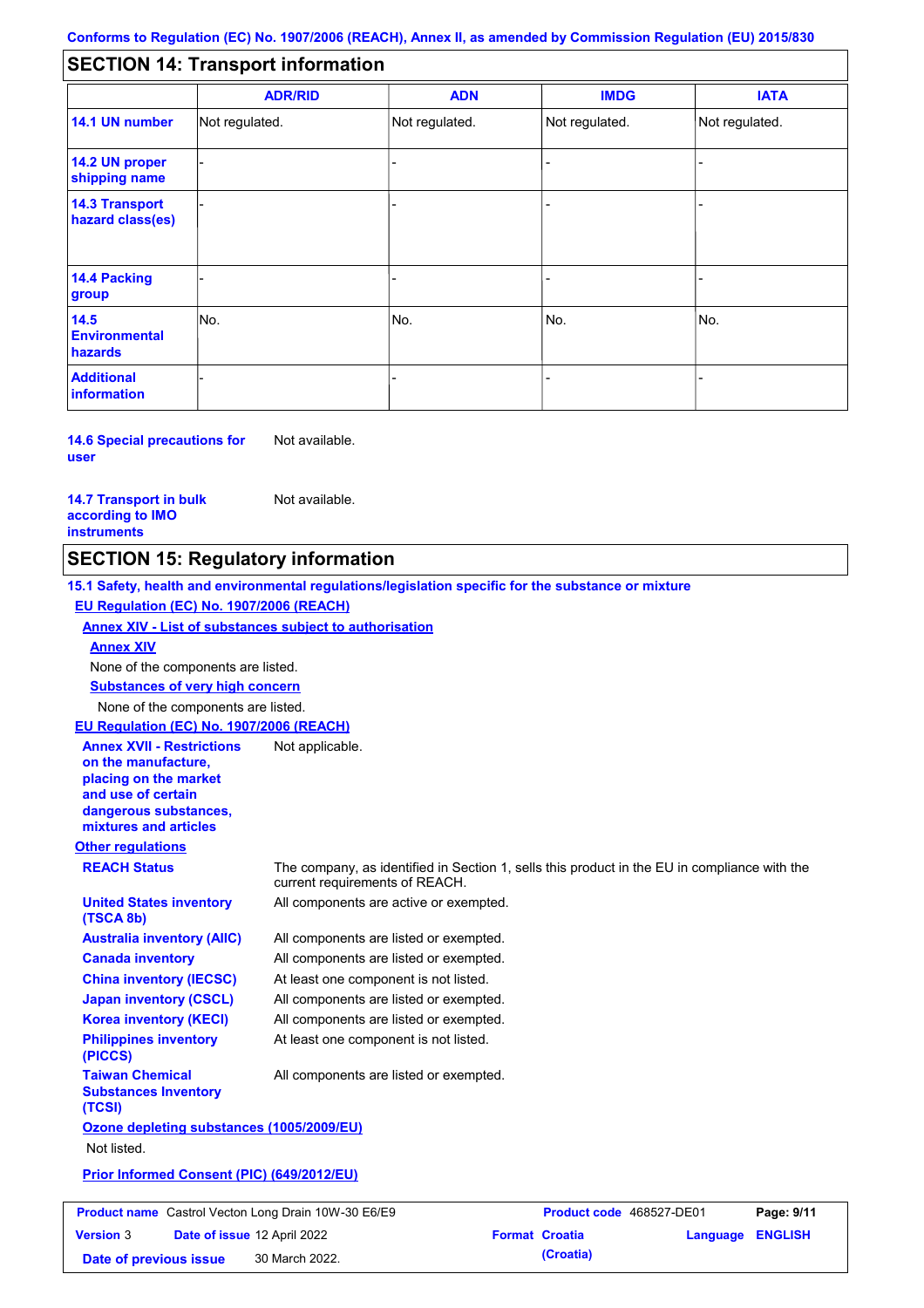## SECTION 14: Transport information

| | ADR/RID | ADN | IMDG | IATA |
|---|---|---|---|---|
| **14.1 UN number** | Not regulated. | Not regulated. | Not regulated. | Not regulated. |
| **14.2 UN proper shipping name** | - | - | - | - |
| **14.3 Transport hazard class(es)** | - | - | - | - |
| **14.4 Packing group** | - | - | - | - |
| **14.5 Environmental hazards** | No. | No. | No. | No. |
| **Additional information** | - | - | - | - |

**14.6 Special precautions for user** Not available.

**14.7 Transport in bulk according to IMO instruments** Not available.

## SECTION 15: Regulatory information

**15.1 Safety, health and environmental regulations/legislation specific for the substance or mixture**

**EU Regulation (EC) No. 1907/2006 (REACH)**

**Annex XIV - List of substances subject to authorisation**

**Annex XIV**

None of the components are listed.

**Substances of very high concern**

None of the components are listed.

**EU Regulation (EC) No. 1907/2006 (REACH)**

**Annex XVII - Restrictions on the manufacture, placing on the market and use of certain dangerous substances, mixtures and articles** Not applicable.

**Other regulations**

**REACH Status** The company, as identified in Section 1, sells this product in the EU in compliance with the current requirements of REACH.

**United States inventory (TSCA 8b)** All components are active or exempted.

**Australia inventory (AIIC)** All components are listed or exempted.

**Canada inventory** All components are listed or exempted.

**China inventory (IECSC)** At least one component is not listed.

**Japan inventory (CSCL)** All components are listed or exempted.

**Korea inventory (KECI)** All components are listed or exempted.

**Philippines inventory (PICCS)** At least one component is not listed.

**Taiwan Chemical Substances Inventory (TCSI)** All components are listed or exempted.

**Ozone depleting substances (1005/2009/EU)**

Not listed.

**Prior Informed Consent (PIC) (649/2012/EU)**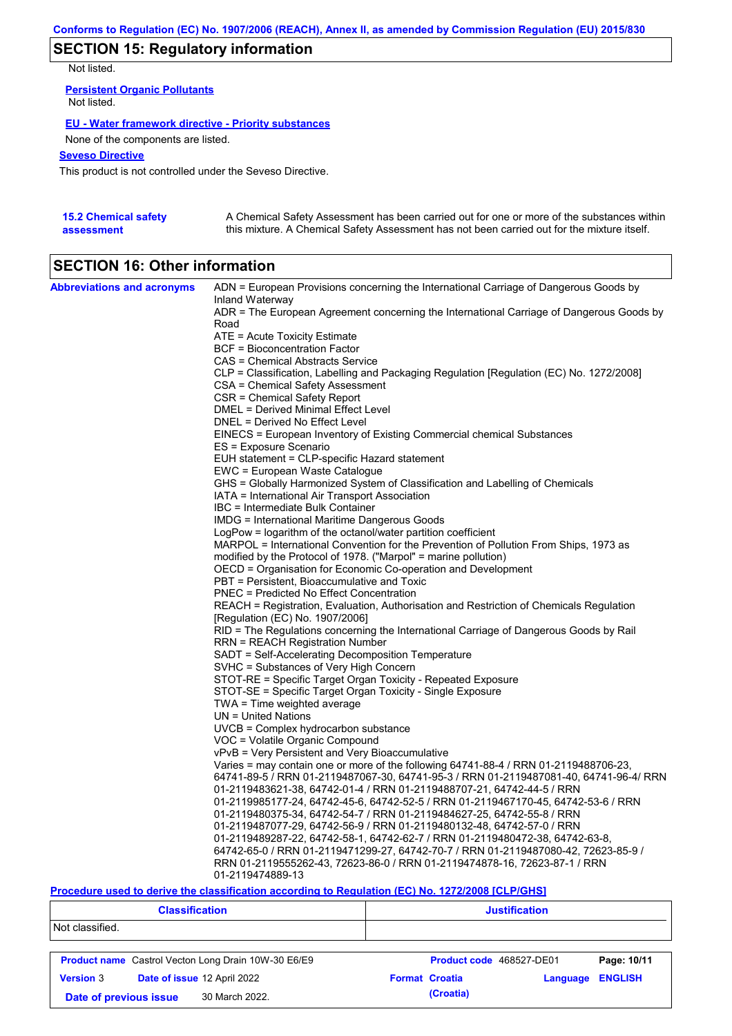## SECTION 15: Regulatory information

Not listed.

**Persistent Organic Pollutants**

Not listed.

**EU - Water framework directive - Priority substances**

None of the components are listed.

**Seveso Directive**

This product is not controlled under the Seveso Directive.

**15.2 Chemical safety assessment**

A Chemical Safety Assessment has been carried out for one or more of the substances within this mixture. A Chemical Safety Assessment has not been carried out for the mixture itself.

## SECTION 16: Other information

**Abbreviations and acronyms**

ADN = European Provisions concerning the International Carriage of Dangerous Goods by Inland Waterway
ADR = The European Agreement concerning the International Carriage of Dangerous Goods by Road
ATE = Acute Toxicity Estimate
BCF = Bioconcentration Factor
CAS = Chemical Abstracts Service
CLP = Classification, Labelling and Packaging Regulation [Regulation (EC) No. 1272/2008]
CSA = Chemical Safety Assessment
CSR = Chemical Safety Report
DMEL = Derived Minimal Effect Level
DNEL = Derived No Effect Level
EINECS = European Inventory of Existing Commercial chemical Substances
ES = Exposure Scenario
EUH statement = CLP-specific Hazard statement
EWC = European Waste Catalogue
GHS = Globally Harmonized System of Classification and Labelling of Chemicals
IATA = International Air Transport Association
IBC = Intermediate Bulk Container
IMDG = International Maritime Dangerous Goods
LogPow = logarithm of the octanol/water partition coefficient
MARPOL = International Convention for the Prevention of Pollution From Ships, 1973 as modified by the Protocol of 1978. ("Marpol" = marine pollution)
OECD = Organisation for Economic Co-operation and Development
PBT = Persistent, Bioaccumulative and Toxic
PNEC = Predicted No Effect Concentration
REACH = Registration, Evaluation, Authorisation and Restriction of Chemicals Regulation [Regulation (EC) No. 1907/2006]
RID = The Regulations concerning the International Carriage of Dangerous Goods by Rail
RRN = REACH Registration Number
SADT = Self-Accelerating Decomposition Temperature
SVHC = Substances of Very High Concern
STOT-RE = Specific Target Organ Toxicity - Repeated Exposure
STOT-SE = Specific Target Organ Toxicity - Single Exposure
TWA = Time weighted average
UN = United Nations
UVCB = Complex hydrocarbon substance
VOC = Volatile Organic Compound
vPvB = Very Persistent and Very Bioaccumulative
Varies = may contain one or more of the following 64741-88-4 / RRN 01-2119488706-23, 64741-89-5 / RRN 01-2119487067-30, 64741-95-3 / RRN 01-2119487081-40, 64741-96-4/ RRN 01-2119483621-38, 64742-01-4 / RRN 01-2119488707-21, 64742-44-5 / RRN 01-2119985177-24, 64742-45-6, 64742-52-5 / RRN 01-2119467170-45, 64742-53-6 / RRN 01-2119480375-34, 64742-54-7 / RRN 01-2119484627-25, 64742-55-8 / RRN 01-2119487077-29, 64742-56-9 / RRN 01-2119480132-48, 64742-57-0 / RRN 01-2119489287-22, 64742-58-1, 64742-62-7 / RRN 01-2119480472-38, 64742-63-8, 64742-65-0 / RRN 01-2119471299-27, 64742-70-7 / RRN 01-2119487080-42, 72623-85-9 / RRN 01-2119555262-43, 72623-86-0 / RRN 01-2119474878-16, 72623-87-1 / RRN 01-2119474889-13

**Procedure used to derive the classification according to Regulation (EC) No. 1272/2008 [CLP/GHS]**

| Classification | Justification |
|---|---|
| Not classified. | |

| Product name | Castrol Vecton Long Drain 10W-30 E6/E9 | Product code | 468527-DE01 |
|---|---|---|---|
| Version | 3 | Date of issue | 12 April 2022 |
| Format | Croatia (Croatia) | Language | ENGLISH |
| Date of previous issue | 30 March 2022. | | |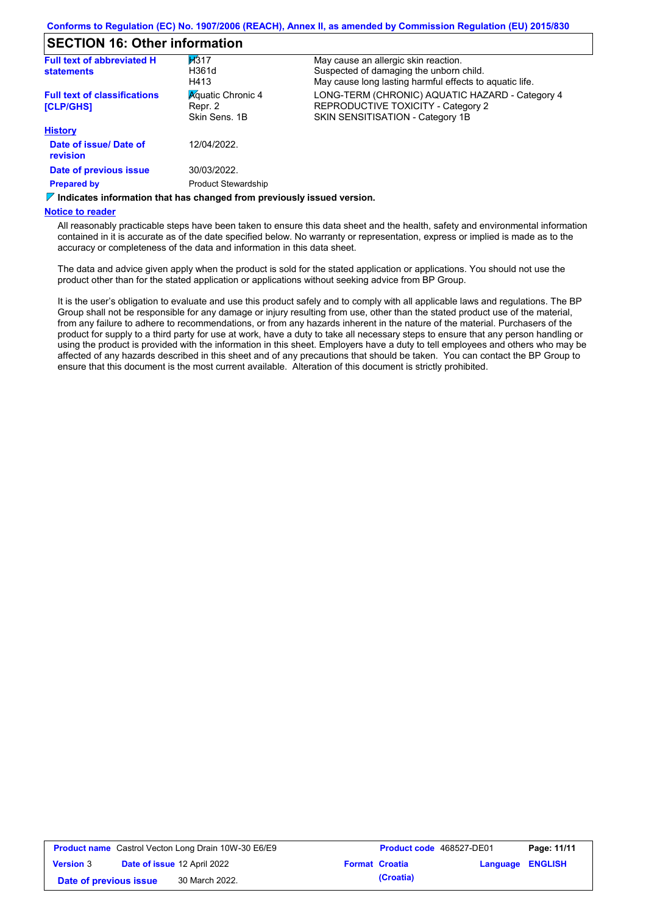Conforms to Regulation (EC) No. 1907/2006 (REACH), Annex II, as amended by Commission Regulation (EU) 2015/830

## SECTION 16: Other information

| | | |
|---|---|---|
| **Full text of abbreviated H statements** | H317 | May cause an allergic skin reaction. |
| | H361d | Suspected of damaging the unborn child. |
| | H413 | May cause long lasting harmful effects to aquatic life. |
| **Full text of classifications [CLP/GHS]** | Aquatic Chronic 4 | LONG-TERM (CHRONIC) AQUATIC HAZARD - Category 4 |
| | Repr. 2 | REPRODUCTIVE TOXICITY - Category 2 |
| | Skin Sens. 1B | SKIN SENSITISATION - Category 1B |

**History**

| | |
|---|---|
| **Date of issue/ Date of revision** | 12/04/2022. |
| **Date of previous issue** | 30/03/2022. |
| **Prepared by** | Product Stewardship |

**Indicates information that has changed from previously issued version.**

**Notice to reader**

All reasonably practicable steps have been taken to ensure this data sheet and the health, safety and environmental information contained in it is accurate as of the date specified below. No warranty or representation, express or implied is made as to the accuracy or completeness of the data and information in this data sheet.

The data and advice given apply when the product is sold for the stated application or applications. You should not use the product other than for the stated application or applications without seeking advice from BP Group.

It is the user's obligation to evaluate and use this product safely and to comply with all applicable laws and regulations. The BP Group shall not be responsible for any damage or injury resulting from use, other than the stated product use of the material, from any failure to adhere to recommendations, or from any hazards inherent in the nature of the material. Purchasers of the product for supply to a third party for use at work, have a duty to take all necessary steps to ensure that any person handling or using the product is provided with the information in this sheet. Employers have a duty to tell employees and others who may be affected of any hazards described in this sheet and of any precautions that should be taken. You can contact the BP Group to ensure that this document is the most current available. Alteration of this document is strictly prohibited.